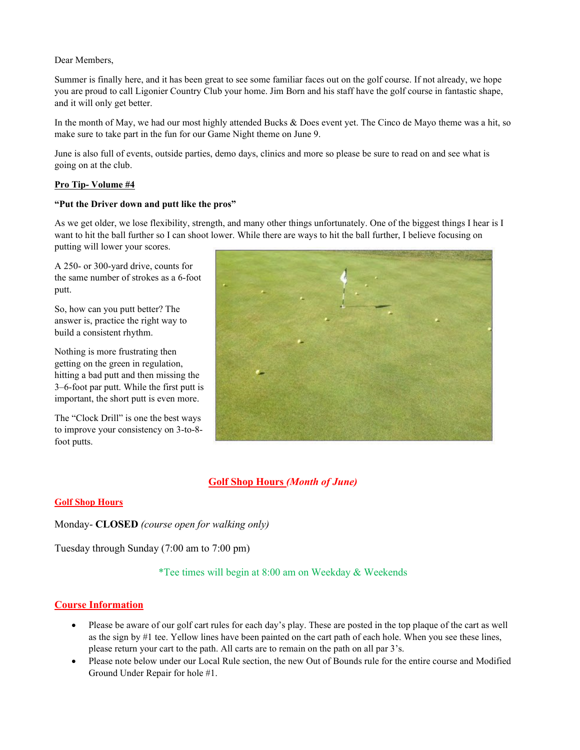Dear Members,

Summer is finally here, and it has been great to see some familiar faces out on the golf course. If not already, we hope you are proud to call Ligonier Country Club your home. Jim Born and his staff have the golf course in fantastic shape, and it will only get better.

In the month of May, we had our most highly attended Bucks & Does event yet. The Cinco de Mayo theme was a hit, so make sure to take part in the fun for our Game Night theme on June 9.

June is also full of events, outside parties, demo days, clinics and more so please be sure to read on and see what is going on at the club.

**Pro Tip- Volume #4**

**"Put the Driver down and putt like the pros"**

As we get older, we lose flexibility, strength, and many other things unfortunately. One of the biggest things I hear is I want to hit the ball further so I can shoot lower. While there are ways to hit the ball further, I believe focusing on putting will lower your scores.

A 250- or 300-yard drive, counts for the same number of strokes as a 6-foot putt.

So, how can you putt better? The answer is, practice the right way to build a consistent rhythm.

Nothing is more frustrating then getting on the green in regulation, hitting a bad putt and then missing the 3–6-foot par putt. While the first putt is important, the short putt is even more.

The "Clock Drill" is one the best ways to improve your consistency on 3-to-8-foot putts.

## Golf Shop Hours *(Month of June)*

**Golf Shop Hours**

Monday- **CLOSED** *(course open for walking only)*

Tuesday through Sunday (7:00 am to 7:00 pm)

*Tee times will begin at 8:00 am on Weekday & Weekends

## Course Information

- Please be aware of our golf cart rules for each day's play. These are posted in the top plaque of the cart as well as the sign by #1 tee. Yellow lines have been painted on the cart path of each hole. When you see these lines, please return your cart to the path. All carts are to remain on the path on all par 3's.
- Please note below under our Local Rule section, the new Out of Bounds rule for the entire course and Modified Ground Under Repair for hole #1.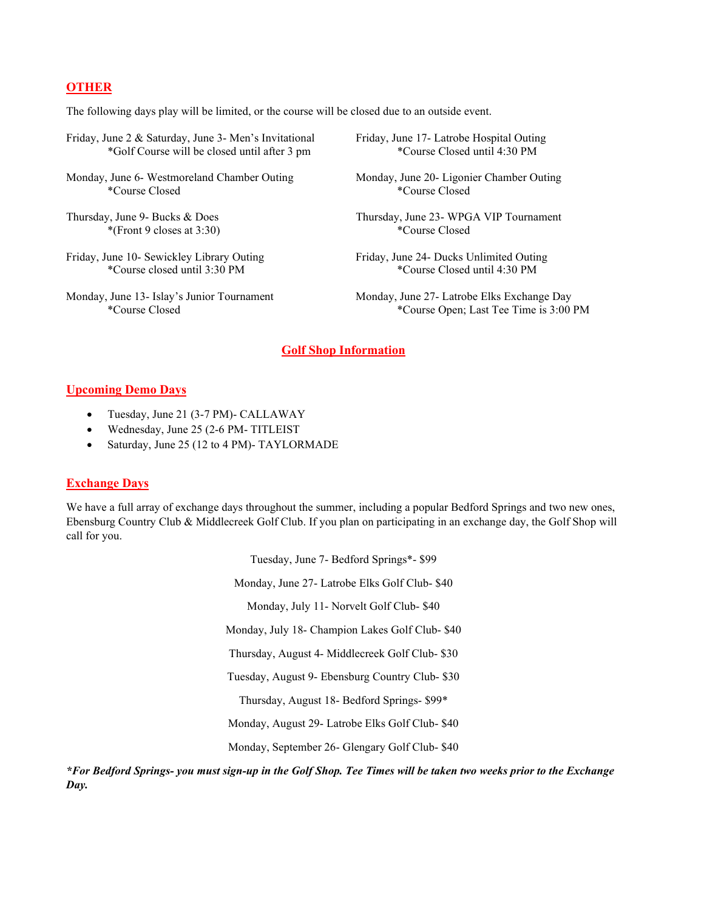## OTHER

The following days play will be limited, or the course will be closed due to an outside event.

Friday, June 2 & Saturday, June 3- Men's Invitational
*Golf Course will be closed until after 3 pm

Monday, June 6- Westmoreland Chamber Outing
*Course Closed

Thursday, June 9- Bucks & Does
*(Front 9 closes at 3:30)

Friday, June 10- Sewickley Library Outing
*Course closed until 3:30 PM

Monday, June 13- Islay's Junior Tournament
*Course Closed

Friday, June 17- Latrobe Hospital Outing
*Course Closed until 4:30 PM

Monday, June 20- Ligonier Chamber Outing
*Course Closed

Thursday, June 23- WPGA VIP Tournament
*Course Closed

Friday, June 24- Ducks Unlimited Outing
*Course Closed until 4:30 PM

Monday, June 27- Latrobe Elks Exchange Day
*Course Open; Last Tee Time is 3:00 PM

## Golf Shop Information

### Upcoming Demo Days

- Tuesday, June 21 (3-7 PM)- CALLAWAY
- Wednesday, June 25 (2-6 PM- TITLEIST
- Saturday, June 25 (12 to 4 PM)- TAYLORMADE

### Exchange Days

We have a full array of exchange days throughout the summer, including a popular Bedford Springs and two new ones, Ebensburg Country Club & Middlecreek Golf Club. If you plan on participating in an exchange day, the Golf Shop will call for you.

Tuesday, June 7- Bedford Springs*- $99

Monday, June 27- Latrobe Elks Golf Club- $40

Monday, July 11- Norvelt Golf Club- $40

Monday, July 18- Champion Lakes Golf Club- $40

Thursday, August 4- Middlecreek Golf Club- $30

Tuesday, August 9- Ebensburg Country Club- $30

Thursday, August 18- Bedford Springs- $99*

Monday, August 29- Latrobe Elks Golf Club- $40

Monday, September 26- Glengary Golf Club- $40

***For Bedford Springs- you must sign-up in the Golf Shop. Tee Times will be taken two weeks prior to the Exchange Day.***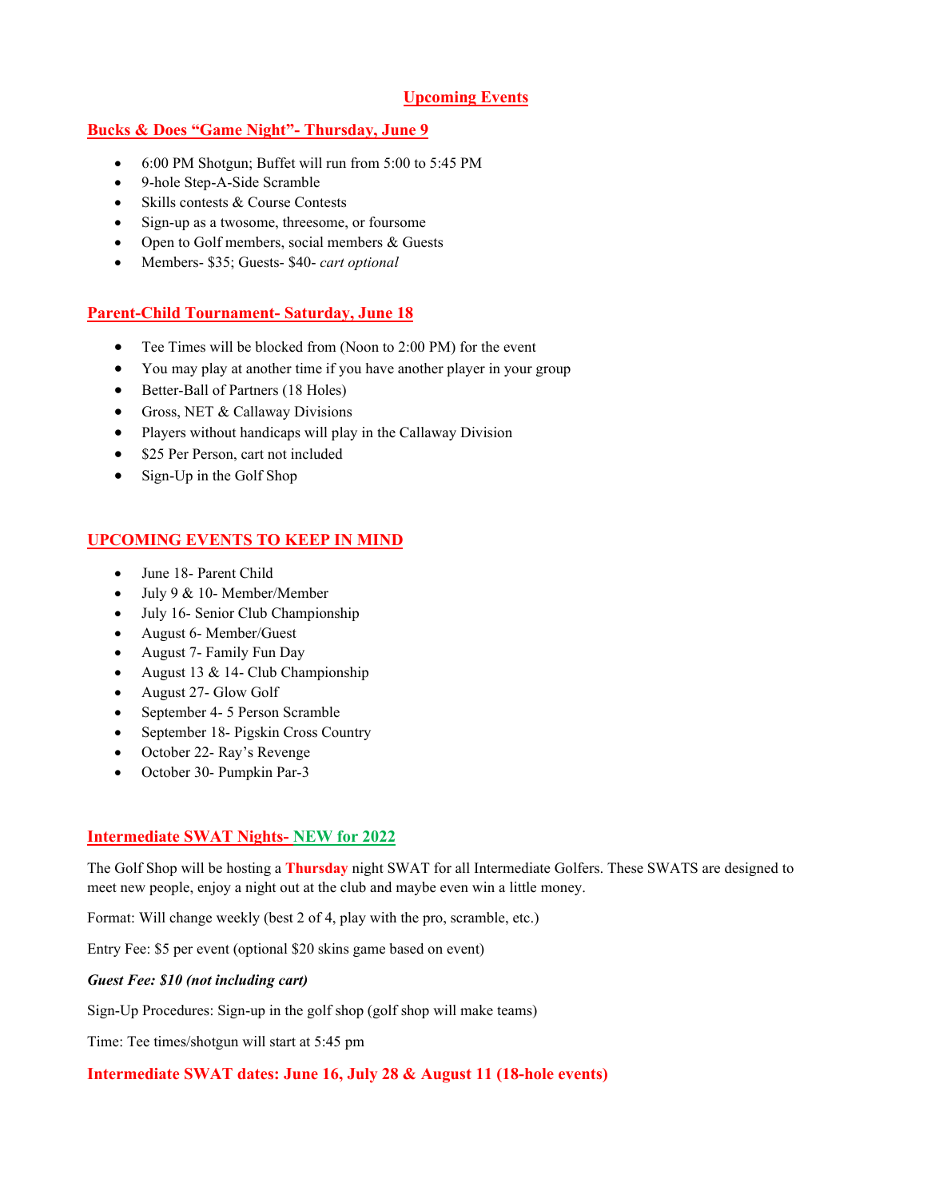# Upcoming Events

## Bucks & Does "Game Night"- Thursday, June 9

- 6:00 PM Shotgun; Buffet will run from 5:00 to 5:45 PM
- 9-hole Step-A-Side Scramble
- Skills contests & Course Contests
- Sign-up as a twosome, threesome, or foursome
- Open to Golf members, social members & Guests
- Members- $35; Guests- $40- *cart optional*

## Parent-Child Tournament- Saturday, June 18

- Tee Times will be blocked from (Noon to 2:00 PM) for the event
- You may play at another time if you have another player in your group
- Better-Ball of Partners (18 Holes)
- Gross, NET & Callaway Divisions
- Players without handicaps will play in the Callaway Division
- $25 Per Person, cart not included
- Sign-Up in the Golf Shop

## UPCOMING EVENTS TO KEEP IN MIND

- June 18- Parent Child
- July 9 & 10- Member/Member
- July 16- Senior Club Championship
- August 6- Member/Guest
- August 7- Family Fun Day
- August 13 & 14- Club Championship
- August 27- Glow Golf
- September 4- 5 Person Scramble
- September 18- Pigskin Cross Country
- October 22- Ray's Revenge
- October 30- Pumpkin Par-3

## Intermediate SWAT Nights- NEW for 2022

The Golf Shop will be hosting a **Thursday** night SWAT for all Intermediate Golfers. These SWATS are designed to meet new people, enjoy a night out at the club and maybe even win a little money.

Format: Will change weekly (best 2 of 4, play with the pro, scramble, etc.)

Entry Fee: $5 per event (optional $20 skins game based on event)

***Guest Fee: $10 (not including cart)***

Sign-Up Procedures: Sign-up in the golf shop (golf shop will make teams)

Time: Tee times/shotgun will start at 5:45 pm

**Intermediate SWAT dates: June 16, July 28 & August 11 (18-hole events)**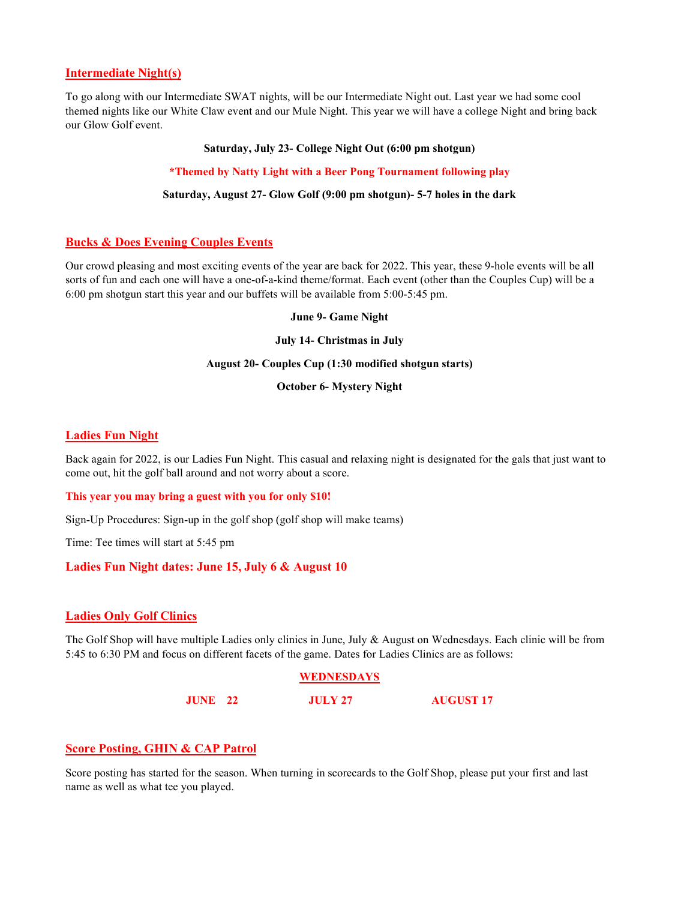## Intermediate Night(s)

To go along with our Intermediate SWAT nights, will be our Intermediate Night out. Last year we had some cool themed nights like our White Claw event and our Mule Night. This year we will have a college Night and bring back our Glow Golf event.

**Saturday, July 23- College Night Out (6:00 pm shotgun)**

***Themed by Natty Light with a Beer Pong Tournament following play**

**Saturday, August 27- Glow Golf (9:00 pm shotgun)- 5-7 holes in the dark**

## Bucks & Does Evening Couples Events

Our crowd pleasing and most exciting events of the year are back for 2022. This year, these 9-hole events will be all sorts of fun and each one will have a one-of-a-kind theme/format. Each event (other than the Couples Cup) will be a 6:00 pm shotgun start this year and our buffets will be available from 5:00-5:45 pm.

**June 9- Game Night**

**July 14- Christmas in July**

**August 20- Couples Cup (1:30 modified shotgun starts)**

**October 6- Mystery Night**

## Ladies Fun Night

Back again for 2022, is our Ladies Fun Night. This casual and relaxing night is designated for the gals that just want to come out, hit the golf ball around and not worry about a score.

**This year you may bring a guest with you for only $10!**

Sign-Up Procedures: Sign-up in the golf shop (golf shop will make teams)

Time: Tee times will start at 5:45 pm

**Ladies Fun Night dates: June 15, July 6 & August 10**

## Ladies Only Golf Clinics

The Golf Shop will have multiple Ladies only clinics in June, July & August on Wednesdays. Each clinic will be from 5:45 to 6:30 PM and focus on different facets of the game. Dates for Ladies Clinics are as follows:

**WEDNESDAYS**

**JUNE 22** **JULY 27** **AUGUST 17**

## Score Posting, GHIN & CAP Patrol

Score posting has started for the season. When turning in scorecards to the Golf Shop, please put your first and last name as well as what tee you played.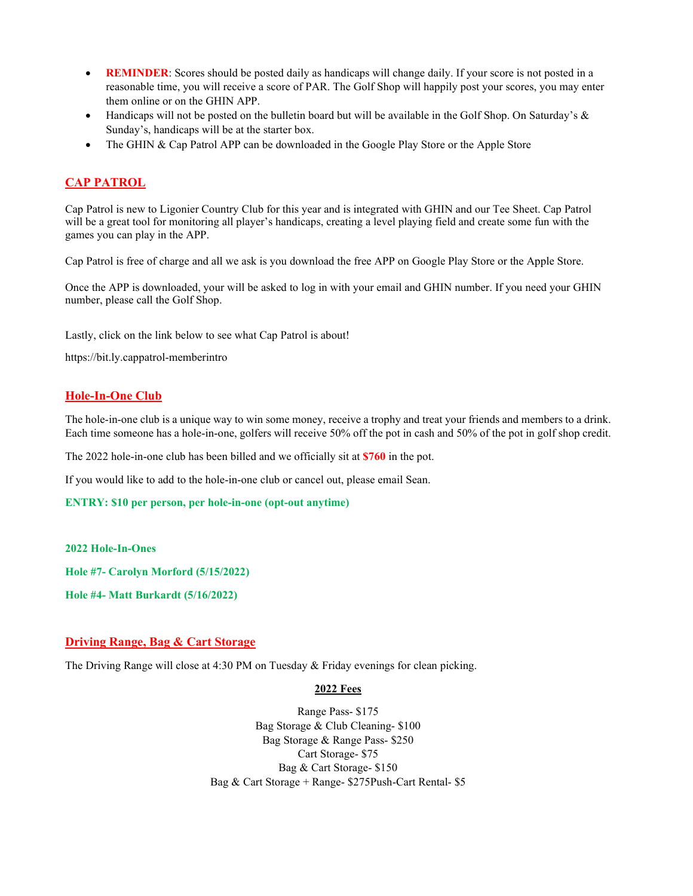- **REMINDER**: Scores should be posted daily as handicaps will change daily. If your score is not posted in a reasonable time, you will receive a score of PAR. The Golf Shop will happily post your scores, you may enter them online or on the GHIN APP.
- Handicaps will not be posted on the bulletin board but will be available in the Golf Shop. On Saturday's & Sunday's, handicaps will be at the starter box.
- The GHIN & Cap Patrol APP can be downloaded in the Google Play Store or the Apple Store

## CAP PATROL

Cap Patrol is new to Ligonier Country Club for this year and is integrated with GHIN and our Tee Sheet. Cap Patrol will be a great tool for monitoring all player's handicaps, creating a level playing field and create some fun with the games you can play in the APP.

Cap Patrol is free of charge and all we ask is you download the free APP on Google Play Store or the Apple Store.

Once the APP is downloaded, your will be asked to log in with your email and GHIN number. If you need your GHIN number, please call the Golf Shop.

Lastly, click on the link below to see what Cap Patrol is about!

https://bit.ly.cappatrol-memberintro

## Hole-In-One Club

The hole-in-one club is a unique way to win some money, receive a trophy and treat your friends and members to a drink. Each time someone has a hole-in-one, golfers will receive 50% off the pot in cash and 50% of the pot in golf shop credit.

The 2022 hole-in-one club has been billed and we officially sit at **$760** in the pot.

If you would like to add to the hole-in-one club or cancel out, please email Sean.

**ENTRY: $10 per person, per hole-in-one (opt-out anytime)**

**2022 Hole-In-Ones**

**Hole #7- Carolyn Morford (5/15/2022)**

**Hole #4- Matt Burkardt (5/16/2022)**

## Driving Range, Bag & Cart Storage

The Driving Range will close at 4:30 PM on Tuesday & Friday evenings for clean picking.

**2022 Fees**

Range Pass- $175
Bag Storage & Club Cleaning- $100
Bag Storage & Range Pass- $250
Cart Storage- $75
Bag & Cart Storage- $150
Bag & Cart Storage + Range- $275Push-Cart Rental- $5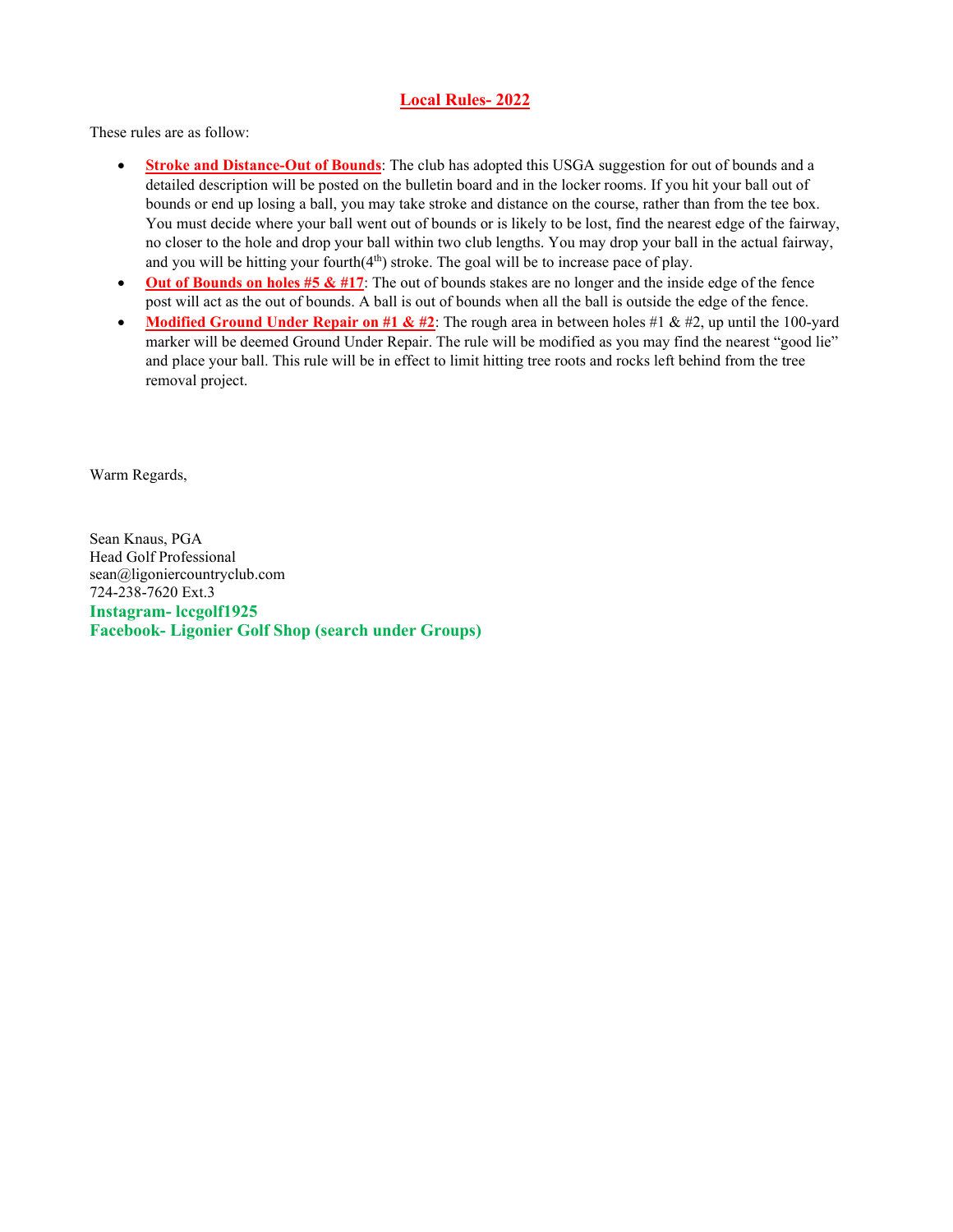# Local Rules- 2022

These rules are as follow:

- **Stroke and Distance-Out of Bounds**: The club has adopted this USGA suggestion for out of bounds and a detailed description will be posted on the bulletin board and in the locker rooms. If you hit your ball out of bounds or end up losing a ball, you may take stroke and distance on the course, rather than from the tee box. You must decide where your ball went out of bounds or is likely to be lost, find the nearest edge of the fairway, no closer to the hole and drop your ball within two club lengths. You may drop your ball in the actual fairway, and you will be hitting your fourth(4th) stroke. The goal will be to increase pace of play.
- **Out of Bounds on holes #5 & #17**: The out of bounds stakes are no longer and the inside edge of the fence post will act as the out of bounds. A ball is out of bounds when all the ball is outside the edge of the fence.
- **Modified Ground Under Repair on #1 & #2**: The rough area in between holes #1 & #2, up until the 100-yard marker will be deemed Ground Under Repair. The rule will be modified as you may find the nearest "good lie" and place your ball. This rule will be in effect to limit hitting tree roots and rocks left behind from the tree removal project.

Warm Regards,

Sean Knaus, PGA
Head Golf Professional
sean@ligoniercountryclub.com
724-238-7620 Ext.3
**Instagram- lccgolf1925**
**Facebook- Ligonier Golf Shop (search under Groups)**